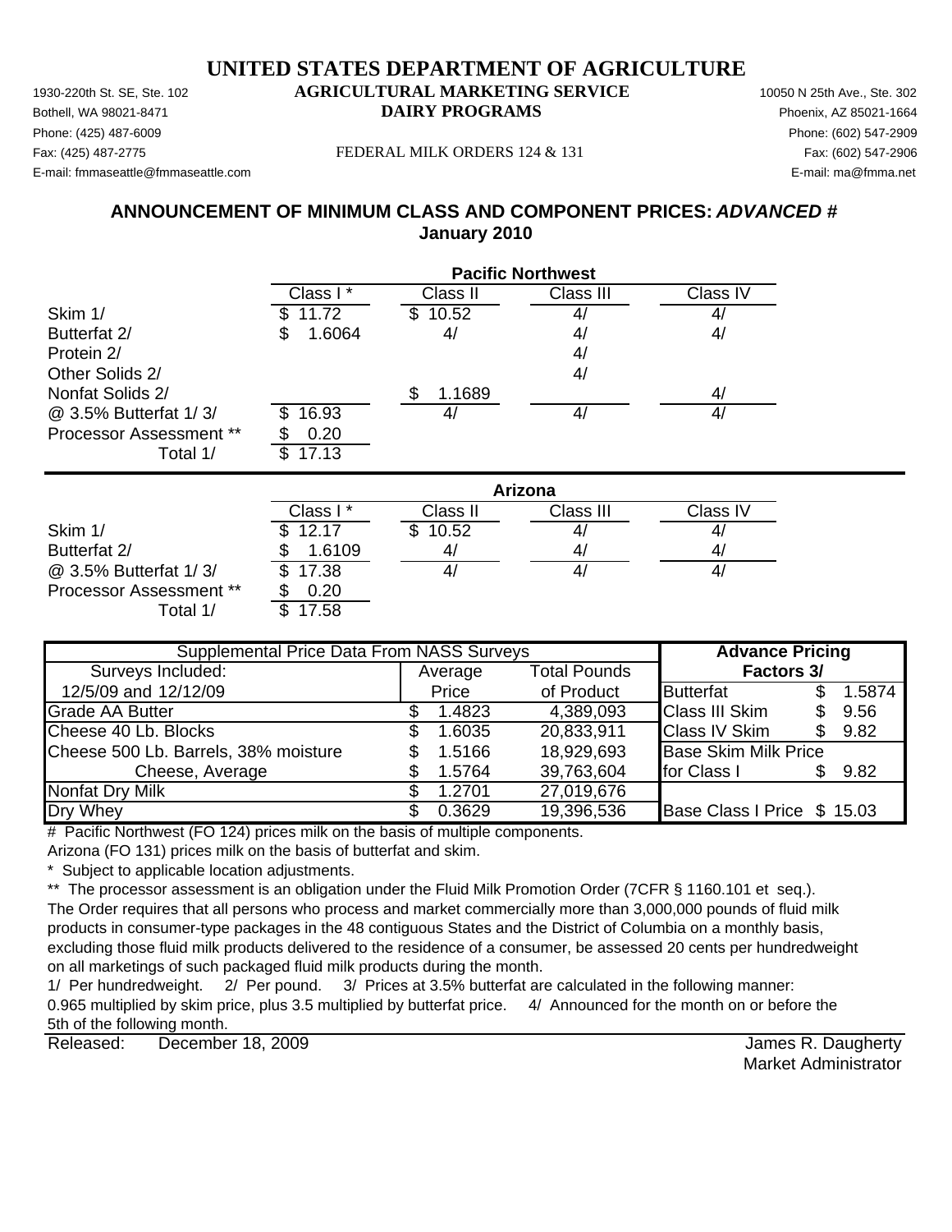# UNITED STATES DEPARTMENT OF AGRICULTURE

1930-220th St. SE, Ste. 102
Bothell, WA 98021-8471
Phone: (425) 487-6009
Fax: (425) 487-2775
E-mail: fmmaseattle@fmmaseattle.com

**AGRICULTURAL MARKETING SERVICE**
**DAIRY PROGRAMS**

FEDERAL MILK ORDERS 124 & 131

10050 N 25th Ave., Ste. 302
Phoenix, AZ 85021-1664
Phone: (602) 547-2909
Fax: (602) 547-2906
E-mail: ma@fmma.net

## ANNOUNCEMENT OF MINIMUM CLASS AND COMPONENT PRICES: *ADVANCED #*
## January 2010

| | Pacific Northwest | | | |
|---|---|---|---|---|
| | Class I * | Class II | Class III | Class IV |
| Skim 1/ | $ 11.72 | $ 10.52 | 4/ | 4/ |
| Butterfat 2/ | $ 1.6064 | 4/ | 4/ | 4/ |
| Protein 2/ | | | 4/ | |
| Other Solids 2/ | | | 4/ | |
| Nonfat Solids 2/ | | $ 1.1689 | | 4/ |
| @ 3.5% Butterfat 1/ 3/ | $ 16.93 | 4/ | 4/ | 4/ |
| Processor Assessment ** | $ 0.20 | | | |
| Total 1/ | $ 17.13 | | | |

| | Arizona | | | |
|---|---|---|---|---|
| | Class I * | Class II | Class III | Class IV |
| Skim 1/ | $ 12.17 | $ 10.52 | 4/ | 4/ |
| Butterfat 2/ | $ 1.6109 | 4/ | 4/ | 4/ |
| @ 3.5% Butterfat 1/ 3/ | $ 17.38 | 4/ | 4/ | 4/ |
| Processor Assessment ** | $ 0.20 | | | |
| Total 1/ | $ 17.58 | | | |

| Supplemental Price Data From NASS Surveys | | | Advance Pricing Factors 3/ | |
|---|---|---|---|---|
| Surveys Included: 12/5/09 and 12/12/09 | Average Price | Total Pounds of Product | | |
| Grade AA Butter | $ 1.4823 | 4,389,093 | Butterfat | $ 1.5874 |
| Cheese 40 Lb. Blocks | $ 1.6035 | 20,833,911 | Class III Skim | $ 9.56 |
| Cheese 500 Lb. Barrels, 38% moisture | $ 1.5166 | 18,929,693 | Class IV Skim | $ 9.82 |
| Cheese, Average | $ 1.5764 | 39,763,604 | Base Skim Milk Price for Class I | $ 9.82 |
| Nonfat Dry Milk | $ 1.2701 | 27,019,676 | | |
| Dry Whey | $ 0.3629 | 19,396,536 | Base Class I Price | $ 15.03 |

\# Pacific Northwest (FO 124) prices milk on the basis of multiple components.
Arizona (FO 131) prices milk on the basis of butterfat and skim.

\* Subject to applicable location adjustments.

** The processor assessment is an obligation under the Fluid Milk Promotion Order (7CFR § 1160.101 et seq.). The Order requires that all persons who process and market commercially more than 3,000,000 pounds of fluid milk products in consumer-type packages in the 48 contiguous States and the District of Columbia on a monthly basis, excluding those fluid milk products delivered to the residence of a consumer, be assessed 20 cents per hundredweight on all marketings of such packaged fluid milk products during the month.

1/ Per hundredweight. 2/ Per pound. 3/ Prices at 3.5% butterfat are calculated in the following manner: 0.965 multiplied by skim price, plus 3.5 multiplied by butterfat price. 4/ Announced for the month on or before the 5th of the following month.

Released: December 18, 2009

James R. Daugherty
Market Administrator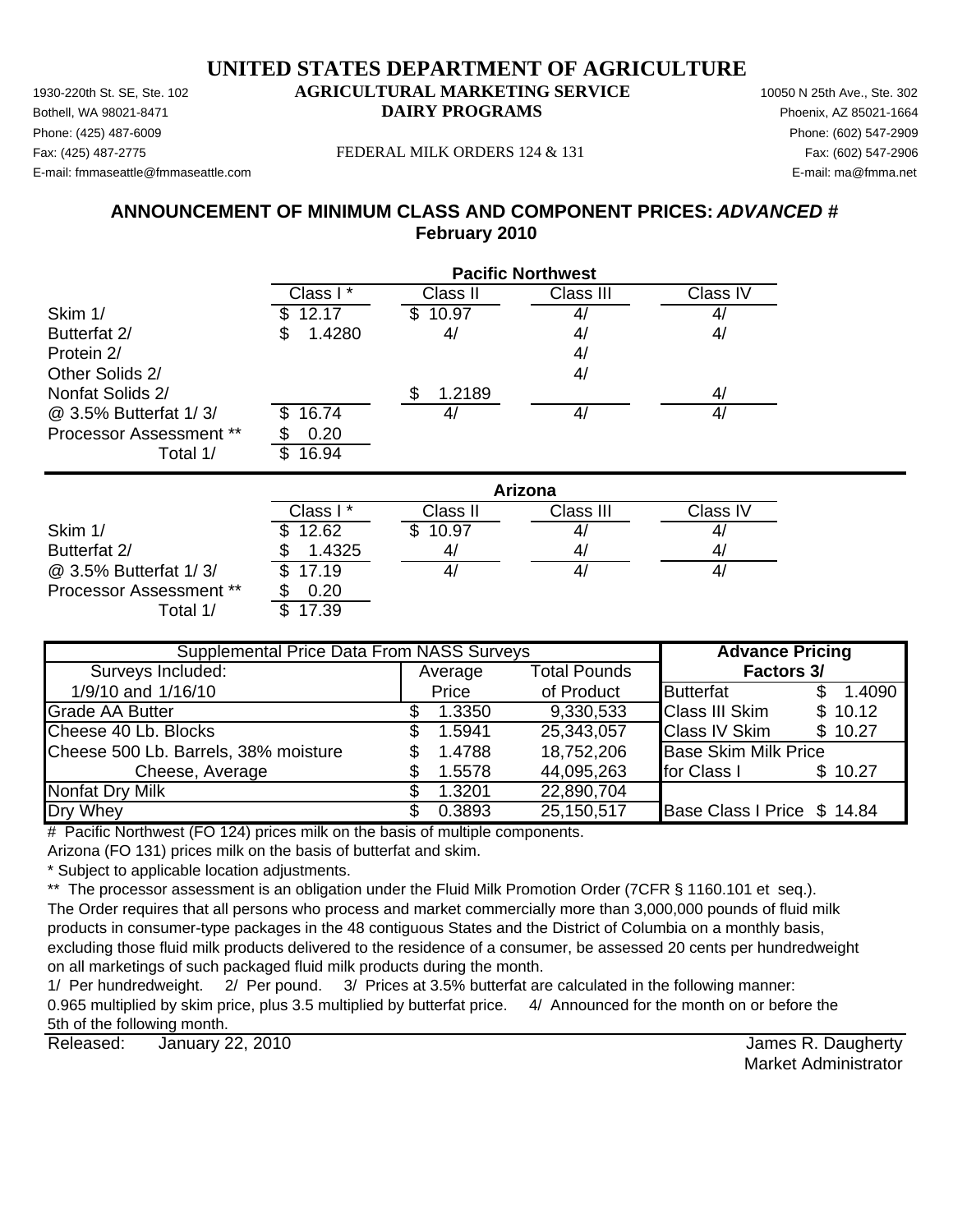# UNITED STATES DEPARTMENT OF AGRICULTURE

## AGRICULTURAL MARKETING SERVICE
## DAIRY PROGRAMS

1930-220th St. SE, Ste. 102
Bothell, WA 98021-8471
Phone: (425) 487-6009
Fax: (425) 487-2775
E-mail: fmmaseattle@fmmaseattle.com

10050 N 25th Ave., Ste. 302
Phoenix, AZ 85021-1664
Phone: (602) 547-2909
Fax: (602) 547-2906
E-mail: ma@fmma.net

FEDERAL MILK ORDERS 124 & 131

### ANNOUNCEMENT OF MINIMUM CLASS AND COMPONENT PRICES: *ADVANCED #*
### February 2010

| | Pacific Northwest | | | |
|---|---|---|---|---|
| | Class I * | Class II | Class III | Class IV |
| Skim 1/ | $ 12.17 | $ 10.97 | 4/ | 4/ |
| Butterfat 2/ | $ 1.4280 | 4/ | 4/ | 4/ |
| Protein 2/ | | | 4/ | |
| Other Solids 2/ | | | 4/ | |
| Nonfat Solids 2/ | | $ 1.2189 | | 4/ |
| @ 3.5% Butterfat 1/ 3/ | $ 16.74 | 4/ | 4/ | 4/ |
| Processor Assessment ** | $ 0.20 | | | |
| Total 1/ | $ 16.94 | | | |

| | Arizona | | | |
|---|---|---|---|---|
| | Class I * | Class II | Class III | Class IV |
| Skim 1/ | $ 12.62 | $ 10.97 | 4/ | 4/ |
| Butterfat 2/ | $ 1.4325 | 4/ | 4/ | 4/ |
| @ 3.5% Butterfat 1/ 3/ | $ 17.19 | 4/ | 4/ | 4/ |
| Processor Assessment ** | $ 0.20 | | | |
| Total 1/ | $ 17.39 | | | |

| Supplemental Price Data From NASS Surveys | | | Advance Pricing Factors 3/ | |
|---|---|---|---|---|
| Surveys Included: 1/9/10 and 1/16/10 | Average Price | Total Pounds of Product | | |
| Grade AA Butter | $ 1.3350 | 9,330,533 | Butterfat | $ 1.4090 |
| Cheese 40 Lb. Blocks | $ 1.5941 | 25,343,057 | Class III Skim | $ 10.12 |
| Cheese 500 Lb. Barrels, 38% moisture | $ 1.4788 | 18,752,206 | Class IV Skim | $ 10.27 |
| Cheese, Average | $ 1.5578 | 44,095,263 | Base Skim Milk Price for Class I | $ 10.27 |
| Nonfat Dry Milk | $ 1.3201 | 22,890,704 | | |
| Dry Whey | $ 0.3893 | 25,150,517 | Base Class I Price | $ 14.84 |

# Pacific Northwest (FO 124) prices milk on the basis of multiple components.
Arizona (FO 131) prices milk on the basis of butterfat and skim.

\* Subject to applicable location adjustments.

** The processor assessment is an obligation under the Fluid Milk Promotion Order (7CFR § 1160.101 et seq.). The Order requires that all persons who process and market commercially more than 3,000,000 pounds of fluid milk products in consumer-type packages in the 48 contiguous States and the District of Columbia on a monthly basis, excluding those fluid milk products delivered to the residence of a consumer, be assessed 20 cents per hundredweight on all marketings of such packaged fluid milk products during the month.

1/ Per hundredweight. 2/ Per pound. 3/ Prices at 3.5% butterfat are calculated in the following manner: 0.965 multiplied by skim price, plus 3.5 multiplied by butterfat price. 4/ Announced for the month on or before the 5th of the following month.

Released: January 22, 2010

James R. Daugherty
Market Administrator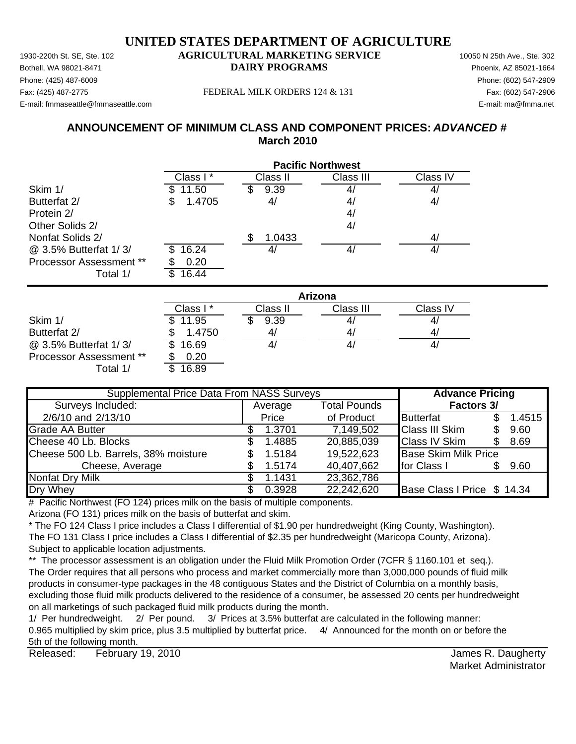# UNITED STATES DEPARTMENT OF AGRICULTURE

## AGRICULTURAL MARKETING SERVICE
## DAIRY PROGRAMS

1930-220th St. SE, Ste. 102
Bothell, WA 98021-8471
Phone: (425) 487-6009
Fax: (425) 487-2775
E-mail: fmmaseattle@fmmaseattle.com

10050 N 25th Ave., Ste. 302
Phoenix, AZ 85021-1664
Phone: (602) 547-2909
Fax: (602) 547-2906
E-mail: ma@fmma.net

FEDERAL MILK ORDERS 124 & 131

### ANNOUNCEMENT OF MINIMUM CLASS AND COMPONENT PRICES: *ADVANCED #*
### March 2010

| | Pacific Northwest | | | |
|---|---|---|---|---|
| | Class I * | Class II | Class III | Class IV |
| Skim 1/ | $ 11.50 | $ 9.39 | 4/ | 4/ |
| Butterfat 2/ | $ 1.4705 | 4/ | 4/ | 4/ |
| Protein 2/ | | | 4/ | |
| Other Solids 2/ | | | 4/ | |
| Nonfat Solids 2/ | | $ 1.0433 | | 4/ |
| @ 3.5% Butterfat 1/ 3/ | $ 16.24 | 4/ | 4/ | 4/ |
| Processor Assessment ** | $ 0.20 | | | |
| Total 1/ | $ 16.44 | | | |

| | Arizona | | | |
|---|---|---|---|---|
| | Class I * | Class II | Class III | Class IV |
| Skim 1/ | $ 11.95 | $ 9.39 | 4/ | 4/ |
| Butterfat 2/ | $ 1.4750 | 4/ | 4/ | 4/ |
| @ 3.5% Butterfat 1/ 3/ | $ 16.69 | 4/ | 4/ | 4/ |
| Processor Assessment ** | $ 0.20 | | | |
| Total 1/ | $ 16.89 | | | |

| Supplemental Price Data From NASS Surveys | | | Advance Pricing Factors 3/ | |
|---|---|---|---|---|
| Surveys Included: 2/6/10 and 2/13/10 | Average Price | Total Pounds of Product | | |
| Grade AA Butter | $ 1.3701 | 7,149,502 | Butterfat | $ 1.4515 |
| Cheese 40 Lb. Blocks | $ 1.4885 | 20,885,039 | Class III Skim | $ 9.60 |
| Cheese 500 Lb. Barrels, 38% moisture | $ 1.5184 | 19,522,623 | Class IV Skim | $ 8.69 |
| Cheese, Average | $ 1.5174 | 40,407,662 | Base Skim Milk Price for Class I | $ 9.60 |
| Nonfat Dry Milk | $ 1.1431 | 23,362,786 | | |
| Dry Whey | $ 0.3928 | 22,242,620 | Base Class I Price | $ 14.34 |

# Pacific Northwest (FO 124) prices milk on the basis of multiple components.
Arizona (FO 131) prices milk on the basis of butterfat and skim.

* The FO 124 Class I price includes a Class I differential of $1.90 per hundredweight (King County, Washington).
The FO 131 Class I price includes a Class I differential of $2.35 per hundredweight (Maricopa County, Arizona).
Subject to applicable location adjustments.

** The processor assessment is an obligation under the Fluid Milk Promotion Order (7CFR § 1160.101 et seq.).
The Order requires that all persons who process and market commercially more than 3,000,000 pounds of fluid milk products in consumer-type packages in the 48 contiguous States and the District of Columbia on a monthly basis, excluding those fluid milk products delivered to the residence of a consumer, be assessed 20 cents per hundredweight on all marketings of such packaged fluid milk products during the month.

1/ Per hundredweight. 2/ Per pound. 3/ Prices at 3.5% butterfat are calculated in the following manner: 0.965 multiplied by skim price, plus 3.5 multiplied by butterfat price. 4/ Announced for the month on or before the 5th of the following month.

Released: February 19, 2010

James R. Daugherty
Market Administrator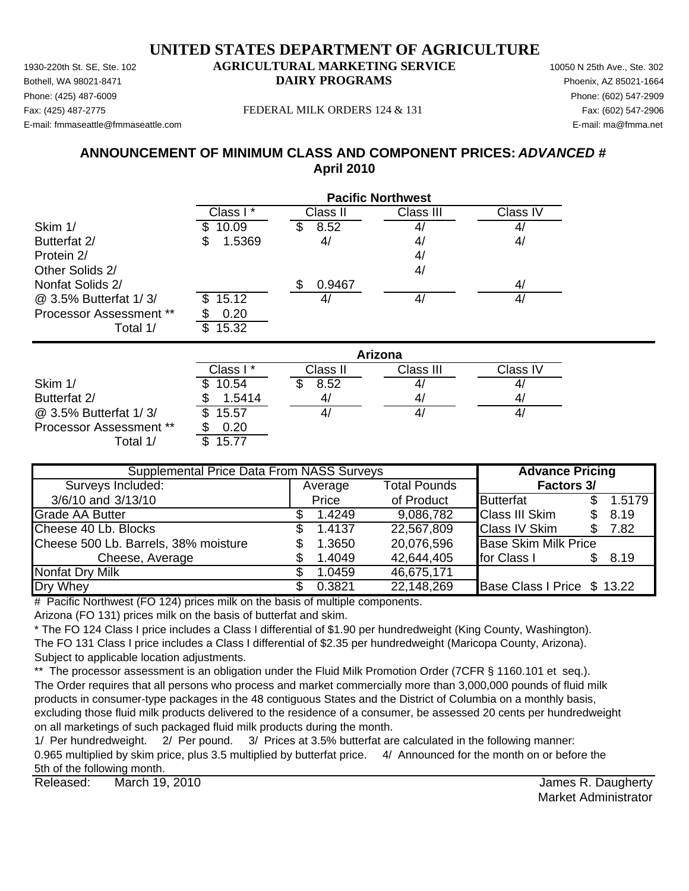# UNITED STATES DEPARTMENT OF AGRICULTURE

1930-220th St. SE, Ste. 102
Bothell, WA 98021-8471
Phone: (425) 487-6009
Fax: (425) 487-2775
E-mail: fmmaseattle@fmmaseattle.com

**AGRICULTURAL MARKETING SERVICE**
**DAIRY PROGRAMS**

FEDERAL MILK ORDERS 124 & 131

10050 N 25th Ave., Ste. 302
Phoenix, AZ 85021-1664
Phone: (602) 547-2909
Fax: (602) 547-2906
E-mail: ma@fmma.net

## ANNOUNCEMENT OF MINIMUM CLASS AND COMPONENT PRICES: *ADVANCED #*
## April 2010

| | Pacific Northwest | | | |
|---|---|---|---|---|
| | Class I * | Class II | Class III | Class IV |
| Skim 1/ | $ 10.09 | $ 8.52 | 4/ | 4/ |
| Butterfat 2/ | $ 1.5369 | 4/ | 4/ | 4/ |
| Protein 2/ | | | 4/ | |
| Other Solids 2/ | | | 4/ | |
| Nonfat Solids 2/ | | $ 0.9467 | | 4/ |
| @ 3.5% Butterfat 1/ 3/ | $ 15.12 | 4/ | 4/ | 4/ |
| Processor Assessment ** | $ 0.20 | | | |
| Total 1/ | $ 15.32 | | | |

| | Arizona | | | |
|---|---|---|---|---|
| | Class I * | Class II | Class III | Class IV |
| Skim 1/ | $ 10.54 | $ 8.52 | 4/ | 4/ |
| Butterfat 2/ | $ 1.5414 | 4/ | 4/ | 4/ |
| @ 3.5% Butterfat 1/ 3/ | $ 15.57 | 4/ | 4/ | 4/ |
| Processor Assessment ** | $ 0.20 | | | |
| Total 1/ | $ 15.77 | | | |

| Supplemental Price Data From NASS Surveys | | | Advance Pricing Factors 3/ | |
|---|---|---|---|---|
| Surveys Included: 3/6/10 and 3/13/10 | Average Price | Total Pounds of Product | | |
| Grade AA Butter | $ 1.4249 | 9,086,782 | Butterfat | $ 1.5179 |
| Cheese 40 Lb. Blocks | $ 1.4137 | 22,567,809 | Class III Skim | $ 8.19 |
| Cheese 500 Lb. Barrels, 38% moisture | $ 1.3650 | 20,076,596 | Class IV Skim | $ 7.82 |
| Cheese, Average | $ 1.4049 | 42,644,405 | Base Skim Milk Price for Class I | $ 8.19 |
| Nonfat Dry Milk | $ 1.0459 | 46,675,171 | | |
| Dry Whey | $ 0.3821 | 22,148,269 | Base Class I Price | $ 13.22 |

# Pacific Northwest (FO 124) prices milk on the basis of multiple components.
Arizona (FO 131) prices milk on the basis of butterfat and skim.

* The FO 124 Class I price includes a Class I differential of $1.90 per hundredweight (King County, Washington).
The FO 131 Class I price includes a Class I differential of $2.35 per hundredweight (Maricopa County, Arizona).
Subject to applicable location adjustments.

** The processor assessment is an obligation under the Fluid Milk Promotion Order (7CFR § 1160.101 et seq.).
The Order requires that all persons who process and market commercially more than 3,000,000 pounds of fluid milk products in consumer-type packages in the 48 contiguous States and the District of Columbia on a monthly basis, excluding those fluid milk products delivered to the residence of a consumer, be assessed 20 cents per hundredweight on all marketings of such packaged fluid milk products during the month.

1/ Per hundredweight. 2/ Per pound. 3/ Prices at 3.5% butterfat are calculated in the following manner:
0.965 multiplied by skim price, plus 3.5 multiplied by butterfat price. 4/ Announced for the month on or before the 5th of the following month.

Released: March 19, 2010

James R. Daugherty
Market Administrator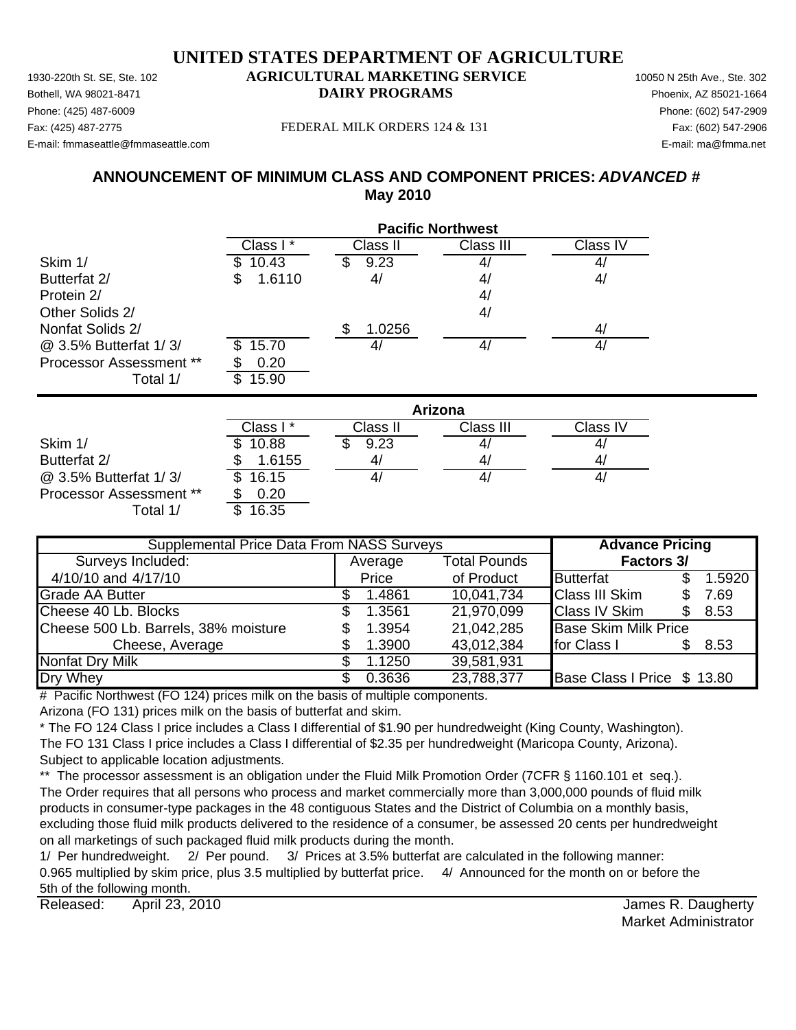# UNITED STATES DEPARTMENT OF AGRICULTURE

## AGRICULTURAL MARKETING SERVICE
## DAIRY PROGRAMS

1930-220th St. SE, Ste. 102
Bothell, WA 98021-8471
Phone: (425) 487-6009
Fax: (425) 487-2775
E-mail: fmmaseattle@fmmaseattle.com

10050 N 25th Ave., Ste. 302
Phoenix, AZ 85021-1664
Phone: (602) 547-2909
Fax: (602) 547-2906
E-mail: ma@fmma.net

FEDERAL MILK ORDERS 124 & 131

## ANNOUNCEMENT OF MINIMUM CLASS AND COMPONENT PRICES: *ADVANCED* #
## May 2010

| | Pacific Northwest | | | |
|---|---|---|---|---|
| | Class I * | Class II | Class III | Class IV |
| Skim 1/ | $ 10.43 | $ 9.23 | 4/ | 4/ |
| Butterfat 2/ | $ 1.6110 | 4/ | 4/ | 4/ |
| Protein 2/ | | | 4/ | |
| Other Solids 2/ | | | 4/ | |
| Nonfat Solids 2/ | | $ 1.0256 | | 4/ |
| @ 3.5% Butterfat 1/ 3/ | $ 15.70 | 4/ | 4/ | 4/ |
| Processor Assessment ** | $ 0.20 | | | |
| Total 1/ | $ 15.90 | | | |

| | Arizona | | | |
|---|---|---|---|---|
| | Class I * | Class II | Class III | Class IV |
| Skim 1/ | $ 10.88 | $ 9.23 | 4/ | 4/ |
| Butterfat 2/ | $ 1.6155 | 4/ | 4/ | 4/ |
| @ 3.5% Butterfat 1/ 3/ | $ 16.15 | 4/ | 4/ | 4/ |
| Processor Assessment ** | $ 0.20 | | | |
| Total 1/ | $ 16.35 | | | |

| Supplemental Price Data From NASS Surveys | | | Advance Pricing Factors 3/ | |
|---|---|---|---|---|
| Surveys Included: 4/10/10 and 4/17/10 | Average Price | Total Pounds of Product | Butterfat | $ 1.5920 |
| Grade AA Butter | $ 1.4861 | 10,041,734 | Class III Skim | $ 7.69 |
| Cheese 40 Lb. Blocks | $ 1.3561 | 21,970,099 | Class IV Skim | $ 8.53 |
| Cheese 500 Lb. Barrels, 38% moisture | $ 1.3954 | 21,042,285 | Base Skim Milk Price | |
| Cheese, Average | $ 1.3900 | 43,012,384 | for Class I | $ 8.53 |
| Nonfat Dry Milk | $ 1.1250 | 39,581,931 | | |
| Dry Whey | $ 0.3636 | 23,788,377 | Base Class I Price | $ 13.80 |

# Pacific Northwest (FO 124) prices milk on the basis of multiple components.
Arizona (FO 131) prices milk on the basis of butterfat and skim.

* The FO 124 Class I price includes a Class I differential of $1.90 per hundredweight (King County, Washington).
The FO 131 Class I price includes a Class I differential of $2.35 per hundredweight (Maricopa County, Arizona).
Subject to applicable location adjustments.

** The processor assessment is an obligation under the Fluid Milk Promotion Order (7CFR § 1160.101 et seq.).
The Order requires that all persons who process and market commercially more than 3,000,000 pounds of fluid milk products in consumer-type packages in the 48 contiguous States and the District of Columbia on a monthly basis, excluding those fluid milk products delivered to the residence of a consumer, be assessed 20 cents per hundredweight on all marketings of such packaged fluid milk products during the month.

1/ Per hundredweight. 2/ Per pound. 3/ Prices at 3.5% butterfat are calculated in the following manner: 0.965 multiplied by skim price, plus 3.5 multiplied by butterfat price. 4/ Announced for the month on or before the 5th of the following month.

Released: April 23, 2010

James R. Daugherty
Market Administrator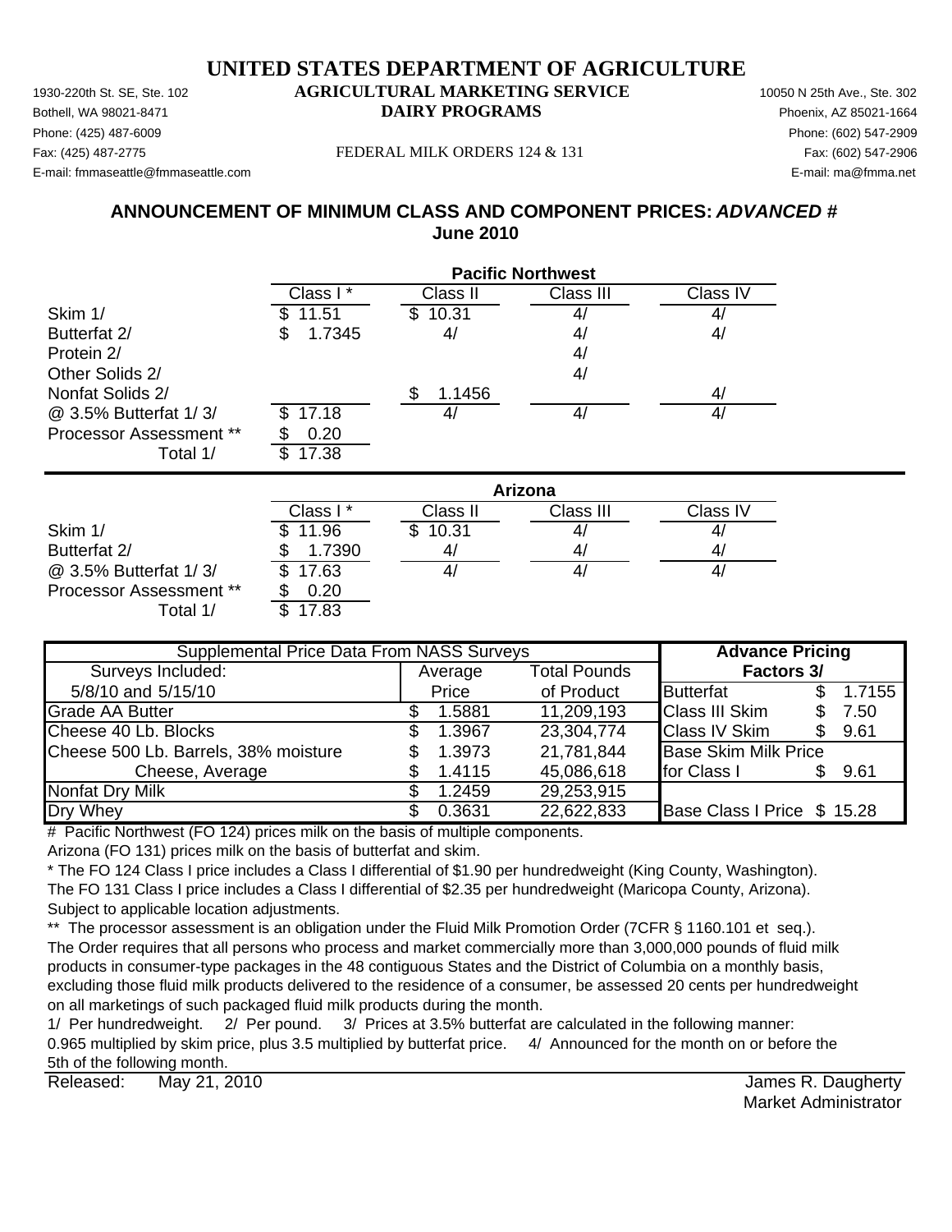# UNITED STATES DEPARTMENT OF AGRICULTURE

1930-220th St. SE, Ste. 102
Bothell, WA 98021-8471
Phone: (425) 487-6009
Fax: (425) 487-2775
E-mail: fmmaseattle@fmmaseattle.com

**AGRICULTURAL MARKETING SERVICE**
**DAIRY PROGRAMS**

FEDERAL MILK ORDERS 124 & 131

10050 N 25th Ave., Ste. 302
Phoenix, AZ 85021-1664
Phone: (602) 547-2909
Fax: (602) 547-2906
E-mail: ma@fmma.net

## ANNOUNCEMENT OF MINIMUM CLASS AND COMPONENT PRICES: *ADVANCED #*
## June 2010

| | **Pacific Northwest** | | | |
|---|---|---|---|---|
| | Class I * | Class II | Class III | Class IV |
| Skim 1/ | $ 11.51 | $ 10.31 | 4/ | 4/ |
| Butterfat 2/ | $ 1.7345 | 4/ | 4/ | 4/ |
| Protein 2/ | | | 4/ | |
| Other Solids 2/ | | | 4/ | |
| Nonfat Solids 2/ | | $ 1.1456 | | 4/ |
| @ 3.5% Butterfat 1/ 3/ | $ 17.18 | 4/ | 4/ | 4/ |
| Processor Assessment ** | $ 0.20 | | | |
| Total 1/ | $ 17.38 | | | |

| | **Arizona** | | | |
|---|---|---|---|---|
| | Class I * | Class II | Class III | Class IV |
| Skim 1/ | $ 11.96 | $ 10.31 | 4/ | 4/ |
| Butterfat 2/ | $ 1.7390 | 4/ | 4/ | 4/ |
| @ 3.5% Butterfat 1/ 3/ | $ 17.63 | 4/ | 4/ | 4/ |
| Processor Assessment ** | $ 0.20 | | | |
| Total 1/ | $ 17.83 | | | |

| Supplemental Price Data From NASS Surveys | | | **Advance Pricing Factors 3/** | |
|---|---|---|---|---|
| Surveys Included: 5/8/10 and 5/15/10 | Average Price | Total Pounds of Product | | |
| Grade AA Butter | $ 1.5881 | 11,209,193 | Butterfat | $ 1.7155 |
| Cheese 40 Lb. Blocks | $ 1.3967 | 23,304,774 | Class III Skim | $ 7.50 |
| Cheese 500 Lb. Barrels, 38% moisture | $ 1.3973 | 21,781,844 | Class IV Skim | $ 9.61 |
| Cheese, Average | $ 1.4115 | 45,086,618 | Base Skim Milk Price for Class I | $ 9.61 |
| Nonfat Dry Milk | $ 1.2459 | 29,253,915 | | |
| Dry Whey | $ 0.3631 | 22,622,833 | Base Class I Price | $ 15.28 |

\# Pacific Northwest (FO 124) prices milk on the basis of multiple components.
Arizona (FO 131) prices milk on the basis of butterfat and skim.

\* The FO 124 Class I price includes a Class I differential of $1.90 per hundredweight (King County, Washington).
The FO 131 Class I price includes a Class I differential of $2.35 per hundredweight (Maricopa County, Arizona).
Subject to applicable location adjustments.

** The processor assessment is an obligation under the Fluid Milk Promotion Order (7CFR § 1160.101 et seq.). The Order requires that all persons who process and market commercially more than 3,000,000 pounds of fluid milk products in consumer-type packages in the 48 contiguous States and the District of Columbia on a monthly basis, excluding those fluid milk products delivered to the residence of a consumer, be assessed 20 cents per hundredweight on all marketings of such packaged fluid milk products during the month.

1/ Per hundredweight. 2/ Per pound. 3/ Prices at 3.5% butterfat are calculated in the following manner: 0.965 multiplied by skim price, plus 3.5 multiplied by butterfat price. 4/ Announced for the month on or before the 5th of the following month.

Released: May 21, 2010

James R. Daugherty
Market Administrator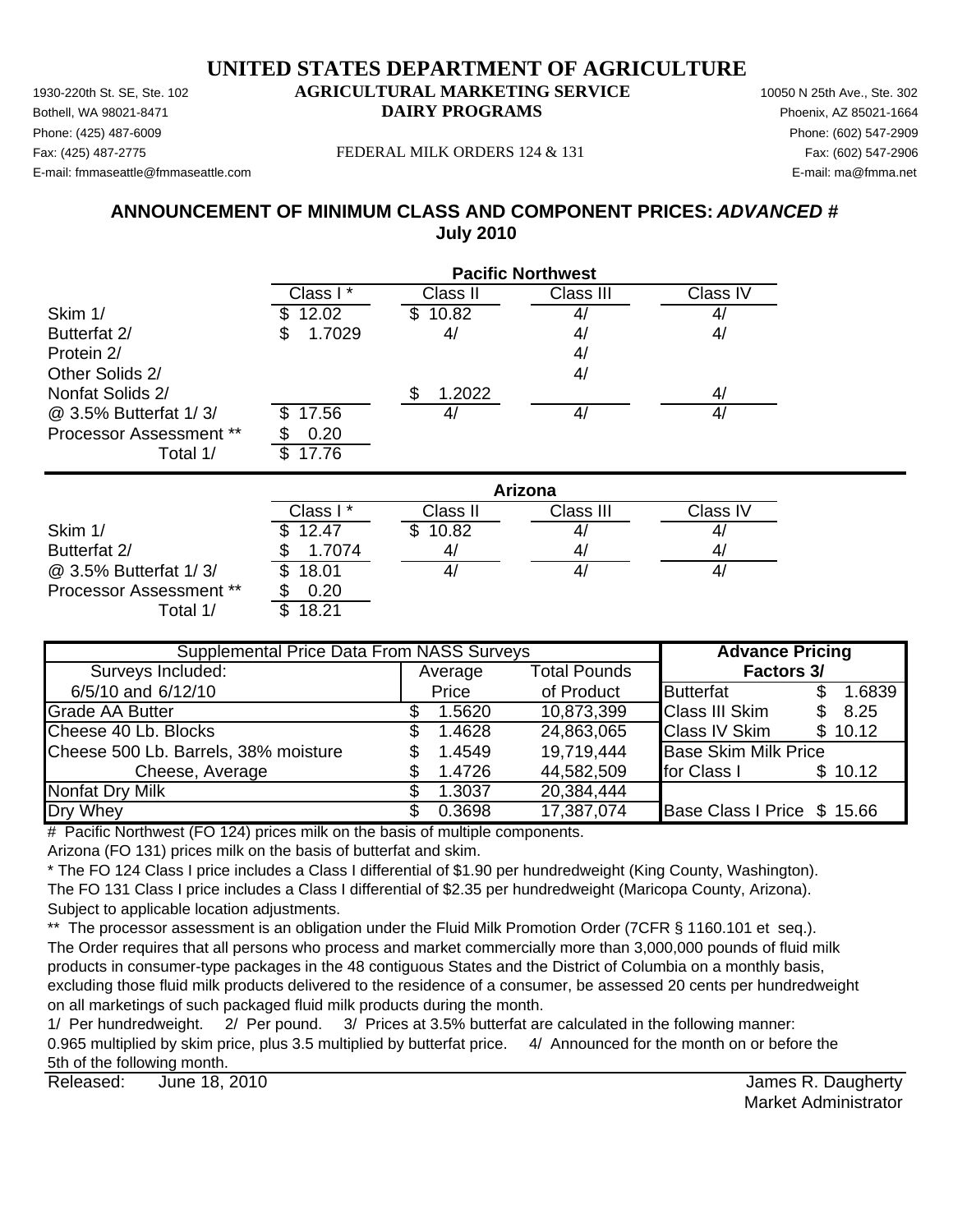# UNITED STATES DEPARTMENT OF AGRICULTURE

1930-220th St. SE, Ste. 102
Bothell, WA 98021-8471
Phone: (425) 487-6009
Fax: (425) 487-2775
E-mail: fmmaseattle@fmmaseattle.com

**AGRICULTURAL MARKETING SERVICE**
**DAIRY PROGRAMS**

FEDERAL MILK ORDERS 124 & 131

10050 N 25th Ave., Ste. 302
Phoenix, AZ 85021-1664
Phone: (602) 547-2909
Fax: (602) 547-2906
E-mail: ma@fmma.net

## ANNOUNCEMENT OF MINIMUM CLASS AND COMPONENT PRICES: *ADVANCED #*
## July 2010

| | Pacific Northwest | | | |
|---|---|---|---|---|
| | Class I * | Class II | Class III | Class IV |
| Skim 1/ | $ 12.02 | $ 10.82 | 4/ | 4/ |
| Butterfat 2/ | $ 1.7029 | 4/ | 4/ | 4/ |
| Protein 2/ | | | 4/ | |
| Other Solids 2/ | | | 4/ | |
| Nonfat Solids 2/ | | $ 1.2022 | | 4/ |
| @ 3.5% Butterfat 1/ 3/ | $ 17.56 | 4/ | 4/ | 4/ |
| Processor Assessment ** | $ 0.20 | | | |
| Total 1/ | $ 17.76 | | | |

| | Arizona | | | |
|---|---|---|---|---|
| | Class I * | Class II | Class III | Class IV |
| Skim 1/ | $ 12.47 | $ 10.82 | 4/ | 4/ |
| Butterfat 2/ | $ 1.7074 | 4/ | 4/ | 4/ |
| @ 3.5% Butterfat 1/ 3/ | $ 18.01 | 4/ | 4/ | 4/ |
| Processor Assessment ** | $ 0.20 | | | |
| Total 1/ | $ 18.21 | | | |

| Supplemental Price Data From NASS Surveys | | | Advance Pricing Factors 3/ | |
|---|---|---|---|---|
| Surveys Included: 6/5/10 and 6/12/10 | Average Price | Total Pounds of Product | | |
| Grade AA Butter | $ 1.5620 | 10,873,399 | Butterfat | $ 1.6839 |
| Cheese 40 Lb. Blocks | $ 1.4628 | 24,863,065 | Class III Skim | $ 8.25 |
| Cheese 500 Lb. Barrels, 38% moisture | $ 1.4549 | 19,719,444 | Class IV Skim | $ 10.12 |
| Cheese, Average | $ 1.4726 | 44,582,509 | Base Skim Milk Price for Class I | $ 10.12 |
| Nonfat Dry Milk | $ 1.3037 | 20,384,444 | | |
| Dry Whey | $ 0.3698 | 17,387,074 | Base Class I Price | $ 15.66 |

\# Pacific Northwest (FO 124) prices milk on the basis of multiple components.
Arizona (FO 131) prices milk on the basis of butterfat and skim.

\* The FO 124 Class I price includes a Class I differential of $1.90 per hundredweight (King County, Washington).
The FO 131 Class I price includes a Class I differential of $2.35 per hundredweight (Maricopa County, Arizona).
Subject to applicable location adjustments.

** The processor assessment is an obligation under the Fluid Milk Promotion Order (7CFR § 1160.101 et seq.).
The Order requires that all persons who process and market commercially more than 3,000,000 pounds of fluid milk products in consumer-type packages in the 48 contiguous States and the District of Columbia on a monthly basis, excluding those fluid milk products delivered to the residence of a consumer, be assessed 20 cents per hundredweight on all marketings of such packaged fluid milk products during the month.

1/ Per hundredweight. 2/ Per pound. 3/ Prices at 3.5% butterfat are calculated in the following manner: 0.965 multiplied by skim price, plus 3.5 multiplied by butterfat price. 4/ Announced for the month on or before the 5th of the following month.

Released: June 18, 2010

James R. Daugherty
Market Administrator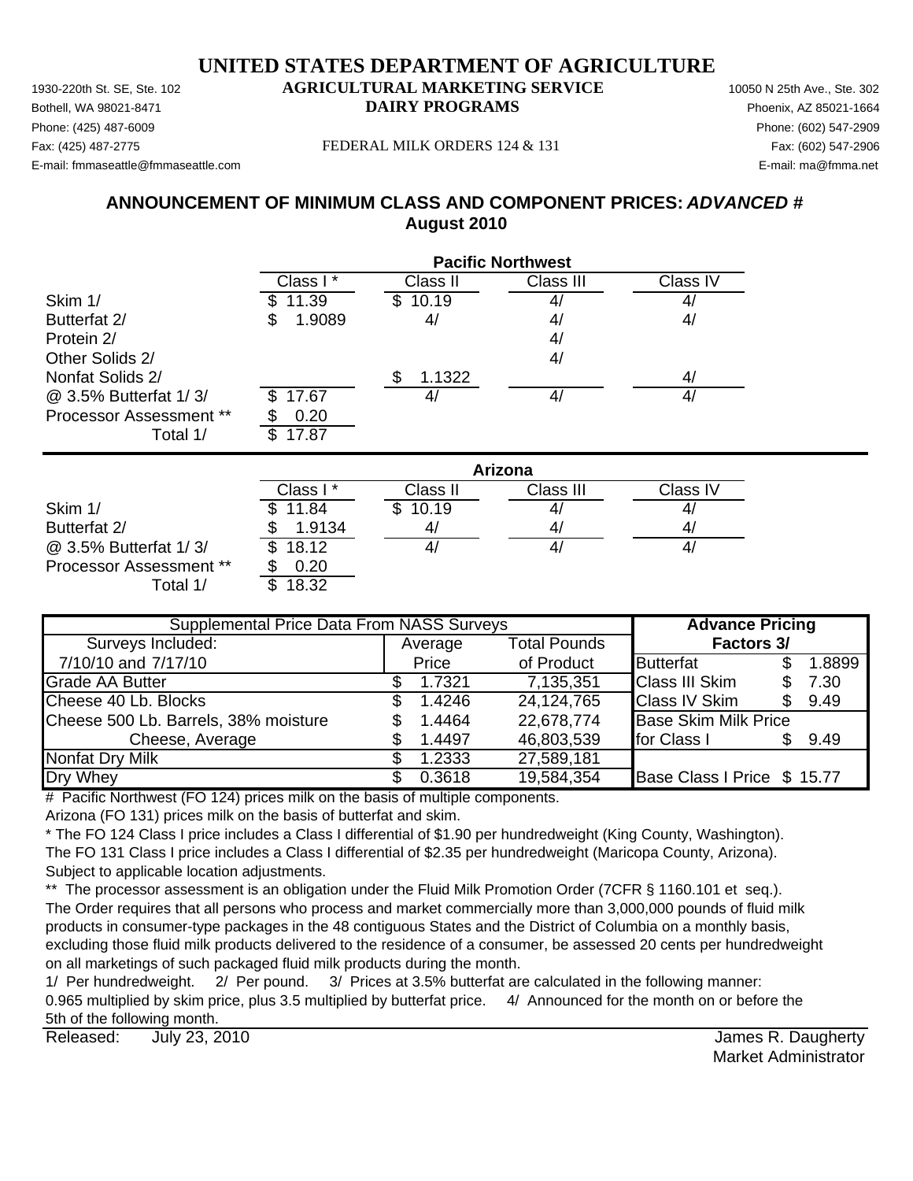# UNITED STATES DEPARTMENT OF AGRICULTURE

## AGRICULTURAL MARKETING SERVICE
## DAIRY PROGRAMS

1930-220th St. SE, Ste. 102
Bothell, WA 98021-8471
Phone: (425) 487-6009
Fax: (425) 487-2775
E-mail: fmmaseattle@fmmaseattle.com

10050 N 25th Ave., Ste. 302
Phoenix, AZ 85021-1664
Phone: (602) 547-2909
Fax: (602) 547-2906
E-mail: ma@fmma.net

FEDERAL MILK ORDERS 124 & 131

### ANNOUNCEMENT OF MINIMUM CLASS AND COMPONENT PRICES: *ADVANCED #*
### August 2010

| | Pacific Northwest | | | |
|---|---|---|---|---|
| | Class I * | Class II | Class III | Class IV |
| Skim 1/ | $ 11.39 | $ 10.19 | 4/ | 4/ |
| Butterfat 2/ | $ 1.9089 | 4/ | 4/ | 4/ |
| Protein 2/ | | | 4/ | |
| Other Solids 2/ | | | 4/ | |
| Nonfat Solids 2/ | | $ 1.1322 | | 4/ |
| @ 3.5% Butterfat 1/ 3/ | $ 17.67 | 4/ | 4/ | 4/ |
| Processor Assessment ** | $ 0.20 | | | |
| Total 1/ | $ 17.87 | | | |

| | Arizona | | | |
|---|---|---|---|---|
| | Class I * | Class II | Class III | Class IV |
| Skim 1/ | $ 11.84 | $ 10.19 | 4/ | 4/ |
| Butterfat 2/ | $ 1.9134 | 4/ | 4/ | 4/ |
| @ 3.5% Butterfat 1/ 3/ | $ 18.12 | 4/ | 4/ | 4/ |
| Processor Assessment ** | $ 0.20 | | | |
| Total 1/ | $ 18.32 | | | |

| Supplemental Price Data From NASS Surveys | | | Advance Pricing Factors 3/ | |
|---|---|---|---|---|
| Surveys Included: 7/10/10 and 7/17/10 | Average Price | Total Pounds of Product | | |
| Grade AA Butter | $ 1.7321 | 7,135,351 | Butterfat | $ 1.8899 |
| Cheese 40 Lb. Blocks | $ 1.4246 | 24,124,765 | Class III Skim | $ 7.30 |
| Cheese 500 Lb. Barrels, 38% moisture | $ 1.4464 | 22,678,774 | Class IV Skim | $ 9.49 |
| Cheese, Average | $ 1.4497 | 46,803,539 | Base Skim Milk Price for Class I | $ 9.49 |
| Nonfat Dry Milk | $ 1.2333 | 27,589,181 | | |
| Dry Whey | $ 0.3618 | 19,584,354 | Base Class I Price | $ 15.77 |

\# Pacific Northwest (FO 124) prices milk on the basis of multiple components.
Arizona (FO 131) prices milk on the basis of butterfat and skim.

\* The FO 124 Class I price includes a Class I differential of $1.90 per hundredweight (King County, Washington).
The FO 131 Class I price includes a Class I differential of $2.35 per hundredweight (Maricopa County, Arizona).
Subject to applicable location adjustments.

** The processor assessment is an obligation under the Fluid Milk Promotion Order (7CFR § 1160.101 et seq.).
The Order requires that all persons who process and market commercially more than 3,000,000 pounds of fluid milk products in consumer-type packages in the 48 contiguous States and the District of Columbia on a monthly basis, excluding those fluid milk products delivered to the residence of a consumer, be assessed 20 cents per hundredweight on all marketings of such packaged fluid milk products during the month.

1/ Per hundredweight. 2/ Per pound. 3/ Prices at 3.5% butterfat are calculated in the following manner: 0.965 multiplied by skim price, plus 3.5 multiplied by butterfat price. 4/ Announced for the month on or before the 5th of the following month.

Released: July 23, 2010

James R. Daugherty
Market Administrator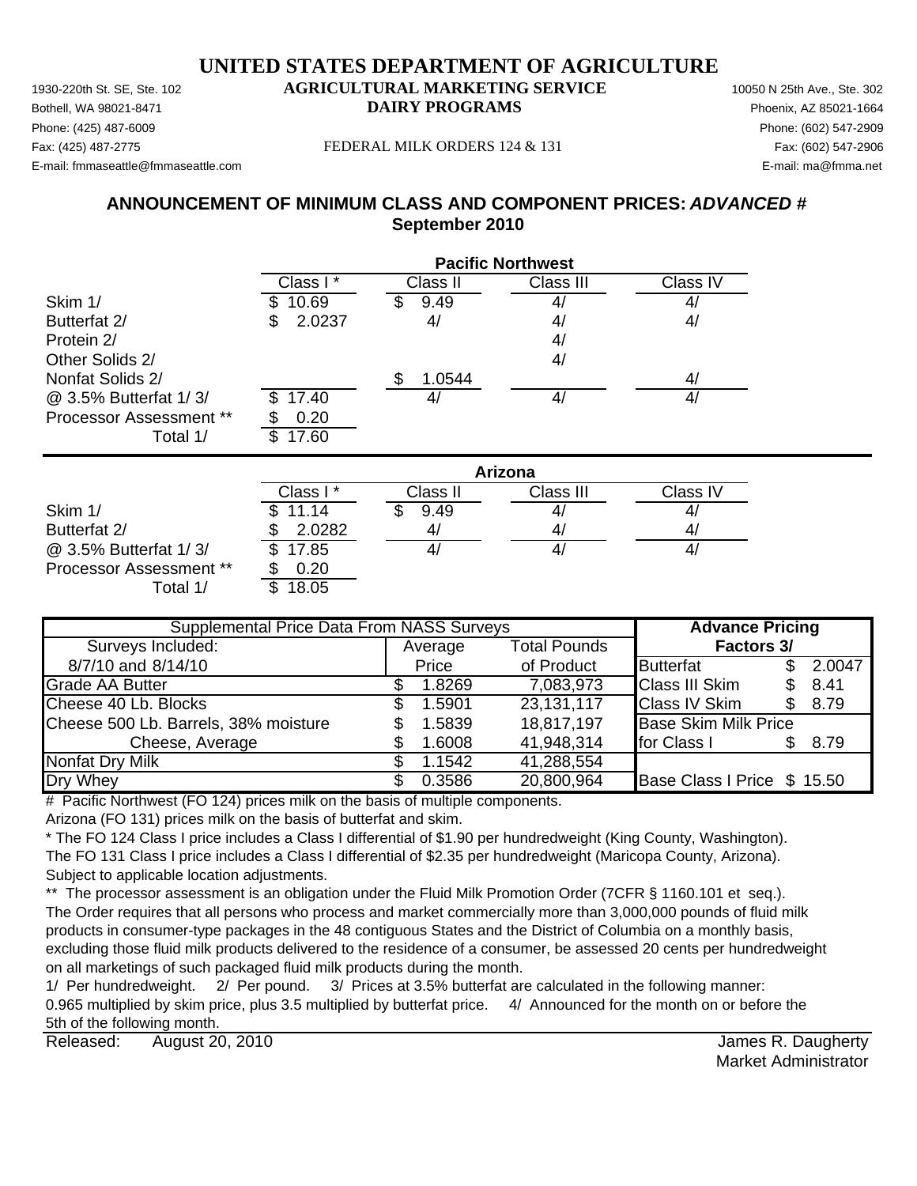# UNITED STATES DEPARTMENT OF AGRICULTURE

1930-220th St. SE, Ste. 102
Bothell, WA 98021-8471
Phone: (425) 487-6009
Fax: (425) 487-2775
E-mail: fmmaseattle@fmmaseattle.com

**AGRICULTURAL MARKETING SERVICE**
**DAIRY PROGRAMS**

FEDERAL MILK ORDERS 124 & 131

10050 N 25th Ave., Ste. 302
Phoenix, AZ 85021-1664
Phone: (602) 547-2909
Fax: (602) 547-2906
E-mail: ma@fmma.net

## ANNOUNCEMENT OF MINIMUM CLASS AND COMPONENT PRICES: *ADVANCED #*
## September 2010

| | Pacific Northwest | | | |
|---|---|---|---|---|
| | Class I * | Class II | Class III | Class IV |
| Skim 1/ | $ 10.69 | $ 9.49 | 4/ | 4/ |
| Butterfat 2/ | $ 2.0237 | 4/ | 4/ | 4/ |
| Protein 2/ | | | 4/ | |
| Other Solids 2/ | | | 4/ | |
| Nonfat Solids 2/ | | $ 1.0544 | | 4/ |
| @ 3.5% Butterfat 1/ 3/ | $ 17.40 | 4/ | 4/ | 4/ |
| Processor Assessment ** | $ 0.20 | | | |
| Total 1/ | $ 17.60 | | | |

| | Arizona | | | |
|---|---|---|---|---|
| | Class I * | Class II | Class III | Class IV |
| Skim 1/ | $ 11.14 | $ 9.49 | 4/ | 4/ |
| Butterfat 2/ | $ 2.0282 | 4/ | 4/ | 4/ |
| @ 3.5% Butterfat 1/ 3/ | $ 17.85 | 4/ | 4/ | 4/ |
| Processor Assessment ** | $ 0.20 | | | |
| Total 1/ | $ 18.05 | | | |

| Supplemental Price Data From NASS Surveys | | | Advance Pricing Factors 3/ | |
|---|---|---|---|---|
| Surveys Included: 8/7/10 and 8/14/10 | Average Price | Total Pounds of Product | | |
| Grade AA Butter | $ 1.8269 | 7,083,973 | Butterfat | $ 2.0047 |
| Cheese 40 Lb. Blocks | $ 1.5901 | 23,131,117 | Class III Skim | $ 8.41 |
| Cheese 500 Lb. Barrels, 38% moisture | $ 1.5839 | 18,817,197 | Class IV Skim | $ 8.79 |
| Cheese, Average | $ 1.6008 | 41,948,314 | Base Skim Milk Price for Class I | $ 8.79 |
| Nonfat Dry Milk | $ 1.1542 | 41,288,554 | | |
| Dry Whey | $ 0.3586 | 20,800,964 | Base Class I Price | $ 15.50 |

\# Pacific Northwest (FO 124) prices milk on the basis of multiple components.
Arizona (FO 131) prices milk on the basis of butterfat and skim.

\* The FO 124 Class I price includes a Class I differential of $1.90 per hundredweight (King County, Washington).
The FO 131 Class I price includes a Class I differential of $2.35 per hundredweight (Maricopa County, Arizona).
Subject to applicable location adjustments.

** The processor assessment is an obligation under the Fluid Milk Promotion Order (7CFR § 1160.101 et seq.).
The Order requires that all persons who process and market commercially more than 3,000,000 pounds of fluid milk products in consumer-type packages in the 48 contiguous States and the District of Columbia on a monthly basis, excluding those fluid milk products delivered to the residence of a consumer, be assessed 20 cents per hundredweight on all marketings of such packaged fluid milk products during the month.

1/ Per hundredweight. 2/ Per pound. 3/ Prices at 3.5% butterfat are calculated in the following manner: 0.965 multiplied by skim price, plus 3.5 multiplied by butterfat price. 4/ Announced for the month on or before the 5th of the following month.

Released: August 20, 2010

James R. Daugherty
Market Administrator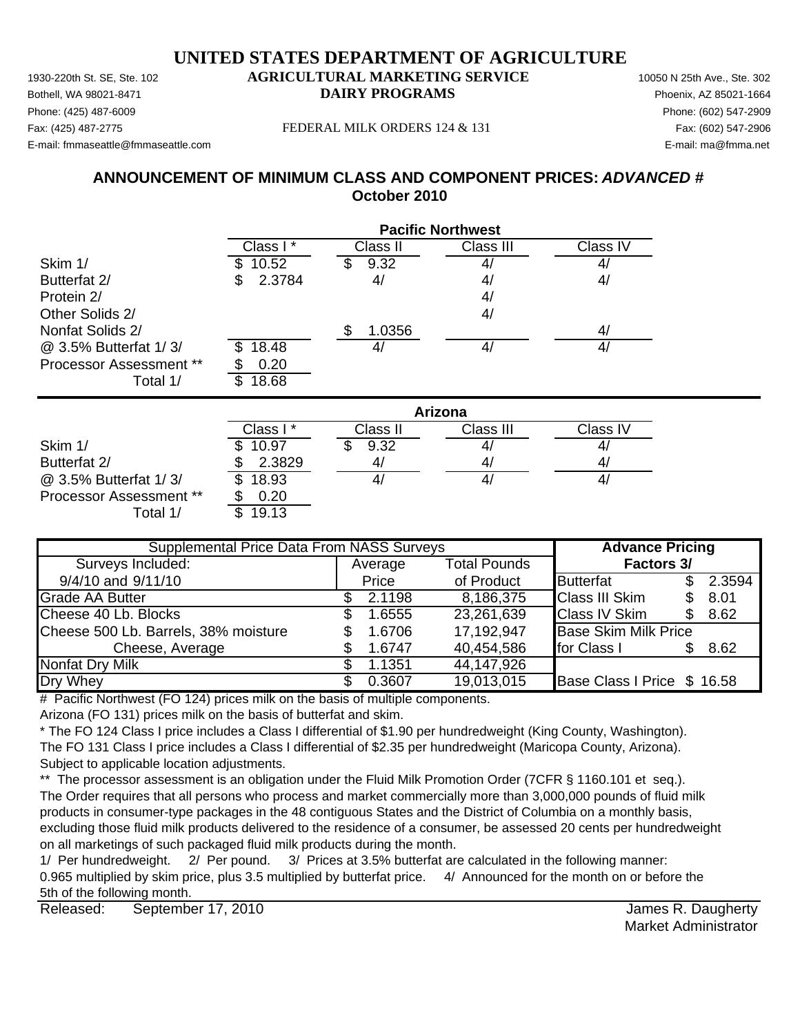# UNITED STATES DEPARTMENT OF AGRICULTURE

1930-220th St. SE, Ste. 102
Bothell, WA 98021-8471
Phone: (425) 487-6009
Fax: (425) 487-2775
E-mail: fmmaseattle@fmmaseattle.com

**AGRICULTURAL MARKETING SERVICE**
**DAIRY PROGRAMS**

FEDERAL MILK ORDERS 124 & 131

10050 N 25th Ave., Ste. 302
Phoenix, AZ 85021-1664
Phone: (602) 547-2909
Fax: (602) 547-2906
E-mail: ma@fmma.net

## ANNOUNCEMENT OF MINIMUM CLASS AND COMPONENT PRICES: *ADVANCED #*
## October 2010

| | Pacific Northwest | | | |
|---|---|---|---|---|
| | Class I * | Class II | Class III | Class IV |
| Skim 1/ | $ 10.52 | $ 9.32 | 4/ | 4/ |
| Butterfat 2/ | $ 2.3784 | 4/ | 4/ | 4/ |
| Protein 2/ | | | 4/ | |
| Other Solids 2/ | | | 4/ | |
| Nonfat Solids 2/ | | $ 1.0356 | | 4/ |
| @ 3.5% Butterfat 1/ 3/ | $ 18.48 | 4/ | 4/ | 4/ |
| Processor Assessment ** | $ 0.20 | | | |
| Total 1/ | $ 18.68 | | | |

| | Arizona | | | |
|---|---|---|---|---|
| | Class I * | Class II | Class III | Class IV |
| Skim 1/ | $ 10.97 | $ 9.32 | 4/ | 4/ |
| Butterfat 2/ | $ 2.3829 | 4/ | 4/ | 4/ |
| @ 3.5% Butterfat 1/ 3/ | $ 18.93 | 4/ | 4/ | 4/ |
| Processor Assessment ** | $ 0.20 | | | |
| Total 1/ | $ 19.13 | | | |

| Supplemental Price Data From NASS Surveys | | | Advance Pricing Factors 3/ | |
|---|---|---|---|---|
| Surveys Included: 9/4/10 and 9/11/10 | Average Price | Total Pounds of Product | | |
| Grade AA Butter | $ 2.1198 | 8,186,375 | Butterfat | $ 2.3594 |
| Cheese 40 Lb. Blocks | $ 1.6555 | 23,261,639 | Class III Skim | $ 8.01 |
| Cheese 500 Lb. Barrels, 38% moisture | $ 1.6706 | 17,192,947 | Class IV Skim | $ 8.62 |
| Cheese, Average | $ 1.6747 | 40,454,586 | Base Skim Milk Price for Class I | $ 8.62 |
| Nonfat Dry Milk | $ 1.1351 | 44,147,926 | | |
| Dry Whey | $ 0.3607 | 19,013,015 | Base Class I Price | $ 16.58 |

# Pacific Northwest (FO 124) prices milk on the basis of multiple components.
Arizona (FO 131) prices milk on the basis of butterfat and skim.

* The FO 124 Class I price includes a Class I differential of $1.90 per hundredweight (King County, Washington).
The FO 131 Class I price includes a Class I differential of $2.35 per hundredweight (Maricopa County, Arizona).
Subject to applicable location adjustments.

** The processor assessment is an obligation under the Fluid Milk Promotion Order (7CFR § 1160.101 et seq.).
The Order requires that all persons who process and market commercially more than 3,000,000 pounds of fluid milk products in consumer-type packages in the 48 contiguous States and the District of Columbia on a monthly basis, excluding those fluid milk products delivered to the residence of a consumer, be assessed 20 cents per hundredweight on all marketings of such packaged fluid milk products during the month.

1/ Per hundredweight. 2/ Per pound. 3/ Prices at 3.5% butterfat are calculated in the following manner:
0.965 multiplied by skim price, plus 3.5 multiplied by butterfat price. 4/ Announced for the month on or before the 5th of the following month.

Released: September 17, 2010

James R. Daugherty
Market Administrator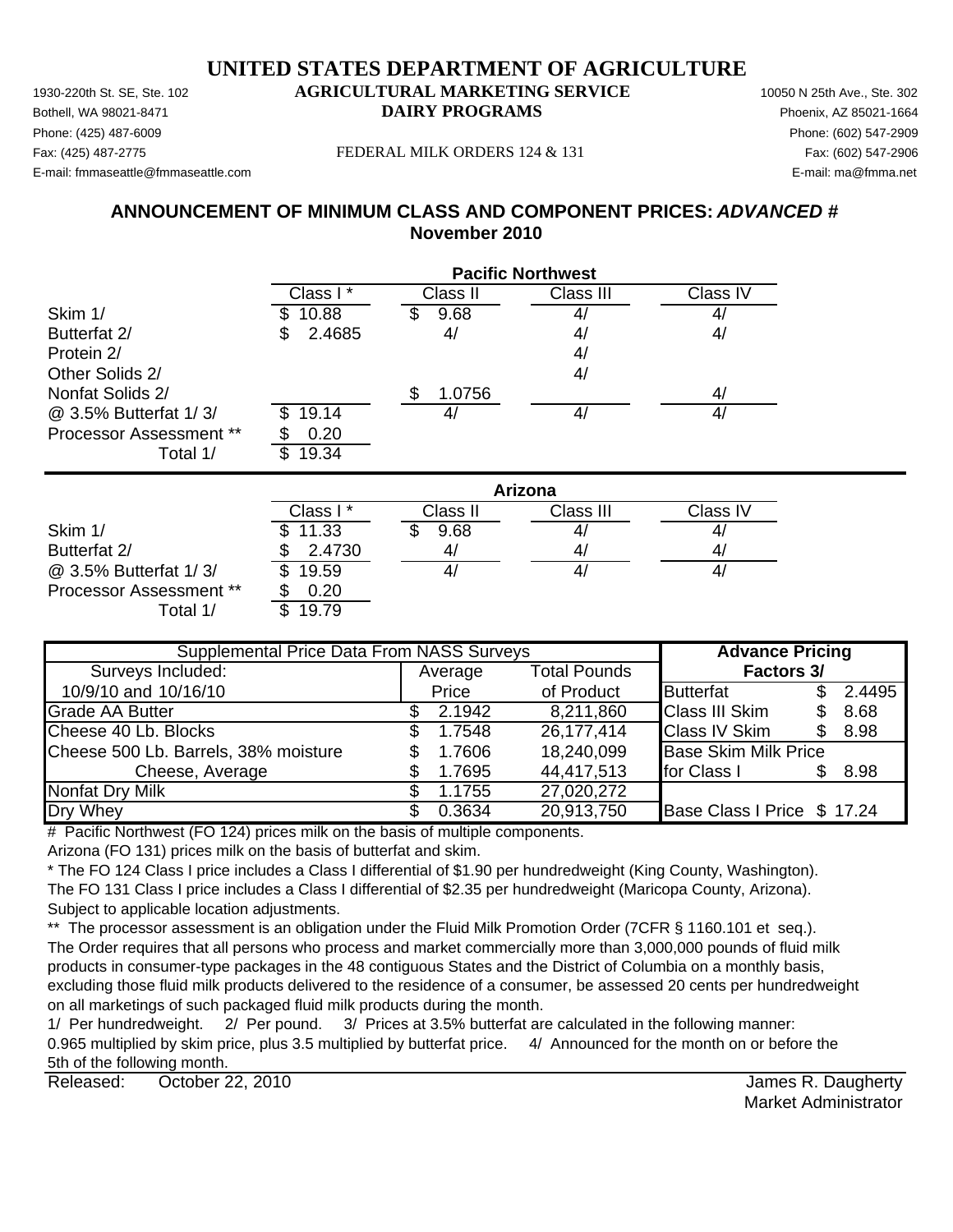# UNITED STATES DEPARTMENT OF AGRICULTURE

## AGRICULTURAL MARKETING SERVICE
## DAIRY PROGRAMS

1930-220th St. SE, Ste. 102
Bothell, WA 98021-8471
Phone: (425) 487-6009
Fax: (425) 487-2775
E-mail: fmmaseattle@fmmaseattle.com

10050 N 25th Ave., Ste. 302
Phoenix, AZ 85021-1664
Phone: (602) 547-2909
Fax: (602) 547-2906
E-mail: ma@fmma.net

FEDERAL MILK ORDERS 124 & 131

## ANNOUNCEMENT OF MINIMUM CLASS AND COMPONENT PRICES: *ADVANCED #*
## November 2010

| | Pacific Northwest | | | |
|---|---|---|---|---|
| | Class I * | Class II | Class III | Class IV |
| Skim 1/ | $ 10.88 | $ 9.68 | 4/ | 4/ |
| Butterfat 2/ | $ 2.4685 | 4/ | 4/ | 4/ |
| Protein 2/ | | | 4/ | |
| Other Solids 2/ | | | 4/ | |
| Nonfat Solids 2/ | | $ 1.0756 | | 4/ |
| @ 3.5% Butterfat 1/ 3/ | $ 19.14 | 4/ | 4/ | 4/ |
| Processor Assessment ** | $ 0.20 | | | |
| Total 1/ | $ 19.34 | | | |

| | Arizona | | | |
|---|---|---|---|---|
| | Class I * | Class II | Class III | Class IV |
| Skim 1/ | $ 11.33 | $ 9.68 | 4/ | 4/ |
| Butterfat 2/ | $ 2.4730 | 4/ | 4/ | 4/ |
| @ 3.5% Butterfat 1/ 3/ | $ 19.59 | 4/ | 4/ | 4/ |
| Processor Assessment ** | $ 0.20 | | | |
| Total 1/ | $ 19.79 | | | |

| Supplemental Price Data From NASS Surveys | | | Advance Pricing Factors 3/ | |
|---|---|---|---|---|
| Surveys Included: 10/9/10 and 10/16/10 | Average Price | Total Pounds of Product | | |
| Grade AA Butter | $ 2.1942 | 8,211,860 | Butterfat | $ 2.4495 |
| Cheese 40 Lb. Blocks | $ 1.7548 | 26,177,414 | Class III Skim | $ 8.68 |
| Cheese 500 Lb. Barrels, 38% moisture | $ 1.7606 | 18,240,099 | Class IV Skim | $ 8.98 |
| Cheese, Average | $ 1.7695 | 44,417,513 | Base Skim Milk Price for Class I | $ 8.98 |
| Nonfat Dry Milk | $ 1.1755 | 27,020,272 | | |
| Dry Whey | $ 0.3634 | 20,913,750 | Base Class I Price | $ 17.24 |

# Pacific Northwest (FO 124) prices milk on the basis of multiple components.
Arizona (FO 131) prices milk on the basis of butterfat and skim.

* The FO 124 Class I price includes a Class I differential of $1.90 per hundredweight (King County, Washington).
The FO 131 Class I price includes a Class I differential of $2.35 per hundredweight (Maricopa County, Arizona).
Subject to applicable location adjustments.

** The processor assessment is an obligation under the Fluid Milk Promotion Order (7CFR § 1160.101 et seq.).
The Order requires that all persons who process and market commercially more than 3,000,000 pounds of fluid milk products in consumer-type packages in the 48 contiguous States and the District of Columbia on a monthly basis, excluding those fluid milk products delivered to the residence of a consumer, be assessed 20 cents per hundredweight on all marketings of such packaged fluid milk products during the month.

1/ Per hundredweight. 2/ Per pound. 3/ Prices at 3.5% butterfat are calculated in the following manner: 0.965 multiplied by skim price, plus 3.5 multiplied by butterfat price. 4/ Announced for the month on or before the 5th of the following month.

Released: October 22, 2010

James R. Daugherty
Market Administrator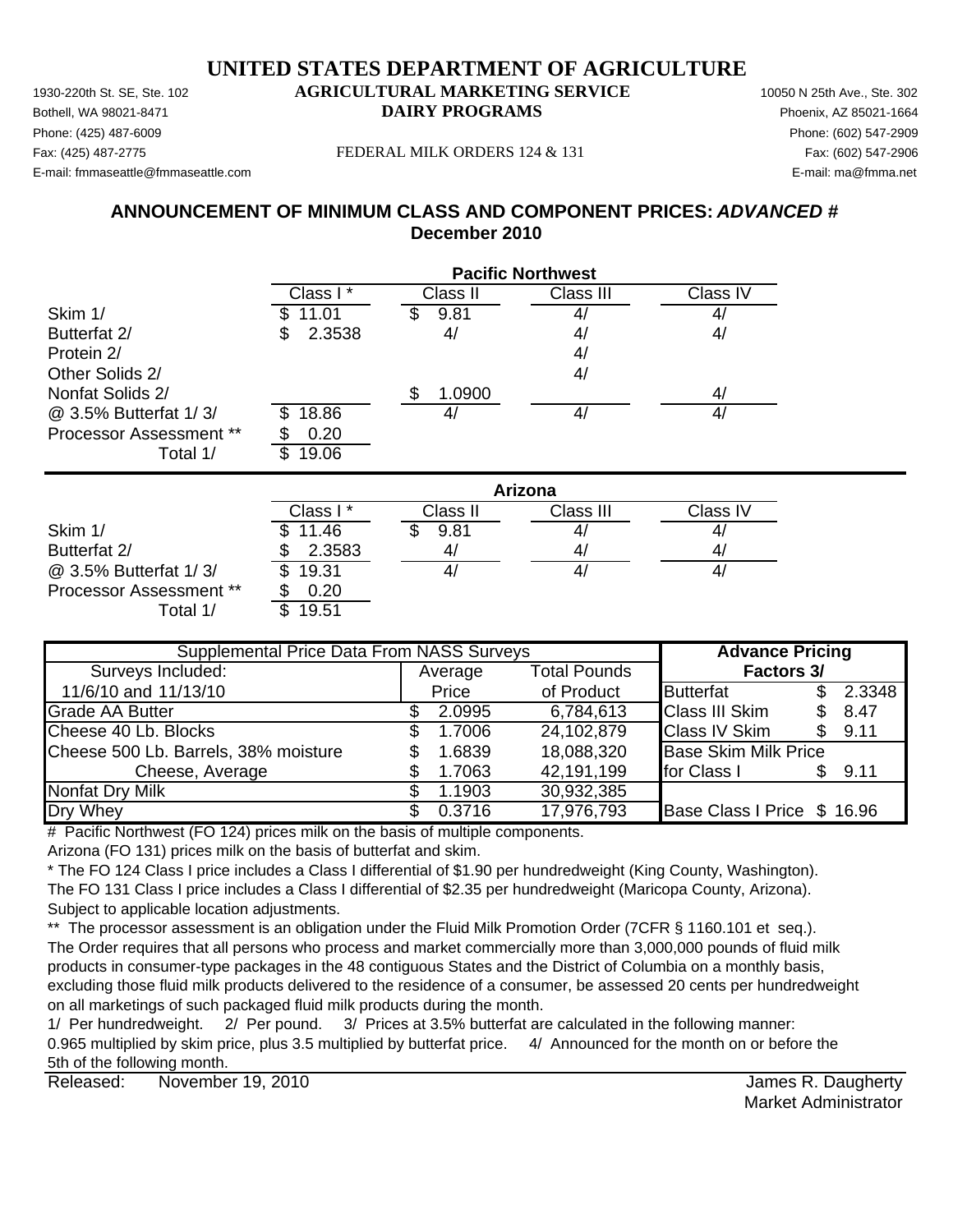# UNITED STATES DEPARTMENT OF AGRICULTURE

1930-220th St. SE, Ste. 102
Bothell, WA 98021-8471
Phone: (425) 487-6009
Fax: (425) 487-2775
E-mail: fmmaseattle@fmmaseattle.com

**AGRICULTURAL MARKETING SERVICE**
**DAIRY PROGRAMS**

FEDERAL MILK ORDERS 124 & 131

10050 N 25th Ave., Ste. 302
Phoenix, AZ 85021-1664
Phone: (602) 547-2909
Fax: (602) 547-2906
E-mail: ma@fmma.net

## ANNOUNCEMENT OF MINIMUM CLASS AND COMPONENT PRICES: *ADVANCED #*
## December 2010

| | Pacific Northwest | | | |
|---|---|---|---|---|
| | Class I * | Class II | Class III | Class IV |
| Skim 1/ | $ 11.01 | $ 9.81 | 4/ | 4/ |
| Butterfat 2/ | $ 2.3538 | 4/ | 4/ | 4/ |
| Protein 2/ | | | 4/ | |
| Other Solids 2/ | | | 4/ | |
| Nonfat Solids 2/ | | $ 1.0900 | | 4/ |
| @ 3.5% Butterfat 1/ 3/ | $ 18.86 | 4/ | 4/ | 4/ |
| Processor Assessment ** | $ 0.20 | | | |
| Total 1/ | $ 19.06 | | | |

| | Arizona | | | |
|---|---|---|---|---|
| | Class I * | Class II | Class III | Class IV |
| Skim 1/ | $ 11.46 | $ 9.81 | 4/ | 4/ |
| Butterfat 2/ | $ 2.3583 | 4/ | 4/ | 4/ |
| @ 3.5% Butterfat 1/ 3/ | $ 19.31 | 4/ | 4/ | 4/ |
| Processor Assessment ** | $ 0.20 | | | |
| Total 1/ | $ 19.51 | | | |

| Supplemental Price Data From NASS Surveys | | | Advance Pricing Factors 3/ | |
|---|---|---|---|---|
| Surveys Included: 11/6/10 and 11/13/10 | Average Price | Total Pounds of Product | | |
| Grade AA Butter | $ 2.0995 | 6,784,613 | Butterfat | $ 2.3348 |
| Cheese 40 Lb. Blocks | $ 1.7006 | 24,102,879 | Class III Skim | $ 8.47 |
| Cheese 500 Lb. Barrels, 38% moisture | $ 1.6839 | 18,088,320 | Class IV Skim | $ 9.11 |
| Cheese, Average | $ 1.7063 | 42,191,199 | Base Skim Milk Price for Class I | $ 9.11 |
| Nonfat Dry Milk | $ 1.1903 | 30,932,385 | | |
| Dry Whey | $ 0.3716 | 17,976,793 | Base Class I Price | $ 16.96 |

# Pacific Northwest (FO 124) prices milk on the basis of multiple components.
Arizona (FO 131) prices milk on the basis of butterfat and skim.

* The FO 124 Class I price includes a Class I differential of $1.90 per hundredweight (King County, Washington).
The FO 131 Class I price includes a Class I differential of $2.35 per hundredweight (Maricopa County, Arizona).
Subject to applicable location adjustments.

** The processor assessment is an obligation under the Fluid Milk Promotion Order (7CFR § 1160.101 et seq.).
The Order requires that all persons who process and market commercially more than 3,000,000 pounds of fluid milk products in consumer-type packages in the 48 contiguous States and the District of Columbia on a monthly basis, excluding those fluid milk products delivered to the residence of a consumer, be assessed 20 cents per hundredweight on all marketings of such packaged fluid milk products during the month.

1/ Per hundredweight. 2/ Per pound. 3/ Prices at 3.5% butterfat are calculated in the following manner: 0.965 multiplied by skim price, plus 3.5 multiplied by butterfat price. 4/ Announced for the month on or before the 5th of the following month.

Released: November 19, 2010

James R. Daugherty
Market Administrator